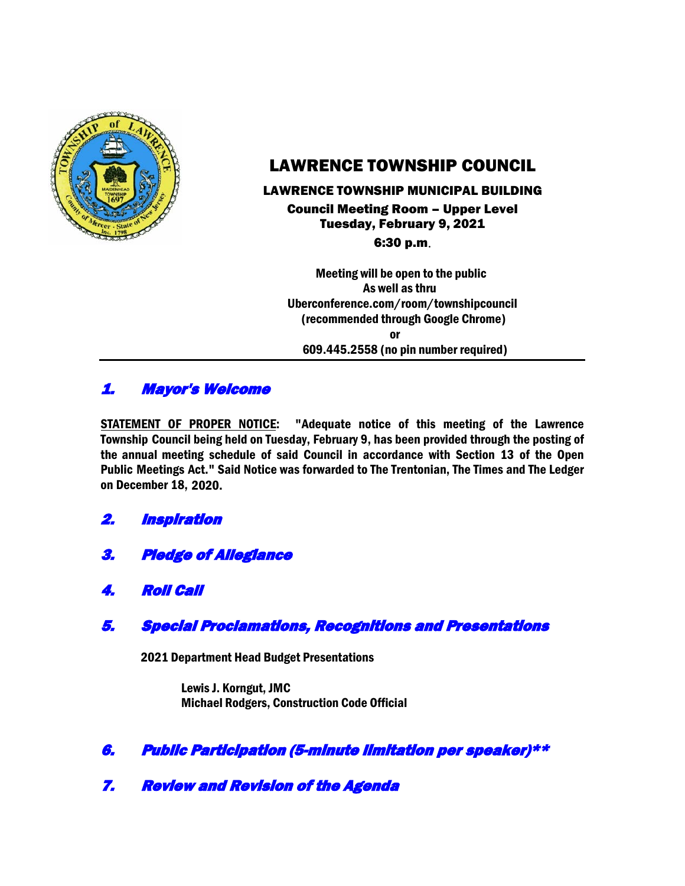# LAWRENCE TOWNSHIP COUNCIL

**LAWRENCE TOWNSHIP MUNICIPAL BUILDING**

**Council Meeting Room – Upper Level**
**Tuesday, February 9, 2021**
**6:30 p.m.**

**Meeting will be open to the public**
**As well as thru**
**Uberconference.com/room/townshipcouncil**
**(recommended through Google Chrome)**
**or**
**609.445.2558 (no pin number required)**

---

## *1. Mayor's Welcome*

**STATEMENT OF PROPER NOTICE: "Adequate notice of this meeting of the Lawrence Township Council being held on Tuesday, February 9, has been provided through the posting of the annual meeting schedule of said Council in accordance with Section 13 of the Open Public Meetings Act." Said Notice was forwarded to The Trentonian, The Times and The Ledger on December 18, 2020.**

## *2. Inspiration*

## *3. Pledge of Allegiance*

## *4. Roll Call*

## *5. Special Proclamations, Recognitions and Presentations*

**2021 Department Head Budget Presentations**

**Lewis J. Korngut, JMC**
**Michael Rodgers, Construction Code Official**

## *6. Public Participation (5-minute limitation per speaker)\*\**

## *7. Review and Revision of the Agenda*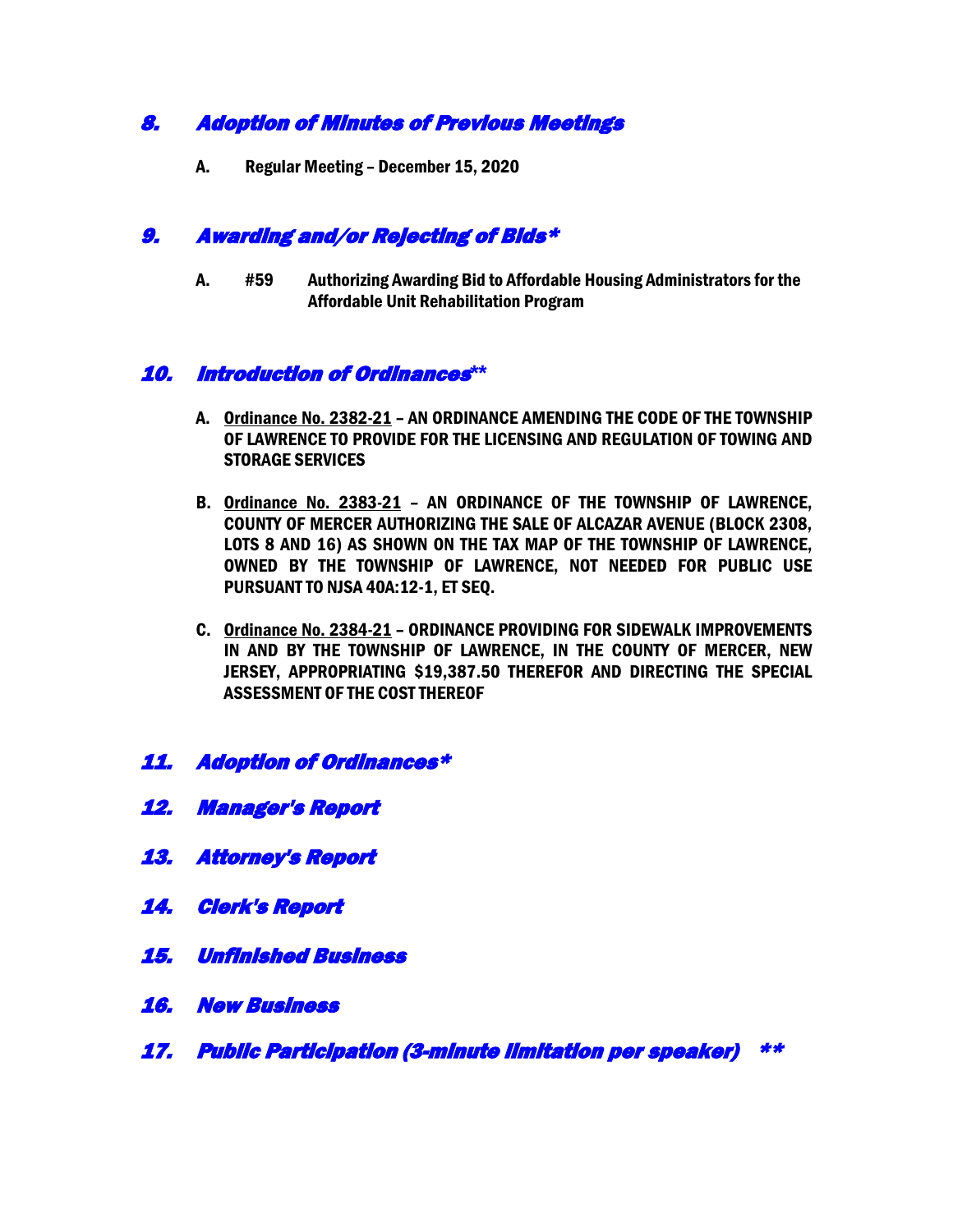## *8. Adoption of Minutes of Previous Meetings*

**A. Regular Meeting – December 15, 2020**

## *9. Awarding and/or Rejecting of Bids**

**A. #59 Authorizing Awarding Bid to Affordable Housing Administrators for the Affordable Unit Rehabilitation Program**

## *10. Introduction of Ordinances***

**A. <u>Ordinance No. 2382-21</u> – AN ORDINANCE AMENDING THE CODE OF THE TOWNSHIP OF LAWRENCE TO PROVIDE FOR THE LICENSING AND REGULATION OF TOWING AND STORAGE SERVICES**

**B. <u>Ordinance No. 2383-21</u> – AN ORDINANCE OF THE TOWNSHIP OF LAWRENCE, COUNTY OF MERCER AUTHORIZING THE SALE OF ALCAZAR AVENUE (BLOCK 2308, LOTS 8 AND 16) AS SHOWN ON THE TAX MAP OF THE TOWNSHIP OF LAWRENCE, OWNED BY THE TOWNSHIP OF LAWRENCE, NOT NEEDED FOR PUBLIC USE PURSUANT TO NJSA 40A:12-1, ET SEQ.**

**C. <u>Ordinance No. 2384-21</u> – ORDINANCE PROVIDING FOR SIDEWALK IMPROVEMENTS IN AND BY THE TOWNSHIP OF LAWRENCE, IN THE COUNTY OF MERCER, NEW JERSEY, APPROPRIATING $19,387.50 THEREFOR AND DIRECTING THE SPECIAL ASSESSMENT OF THE COST THEREOF**

## *11. Adoption of Ordinances**

## *12. Manager's Report*

## *13. Attorney's Report*

## *14. Clerk's Report*

## *15. Unfinished Business*

## *16. New Business*

## *17. Public Participation (3-minute limitation per speaker) ***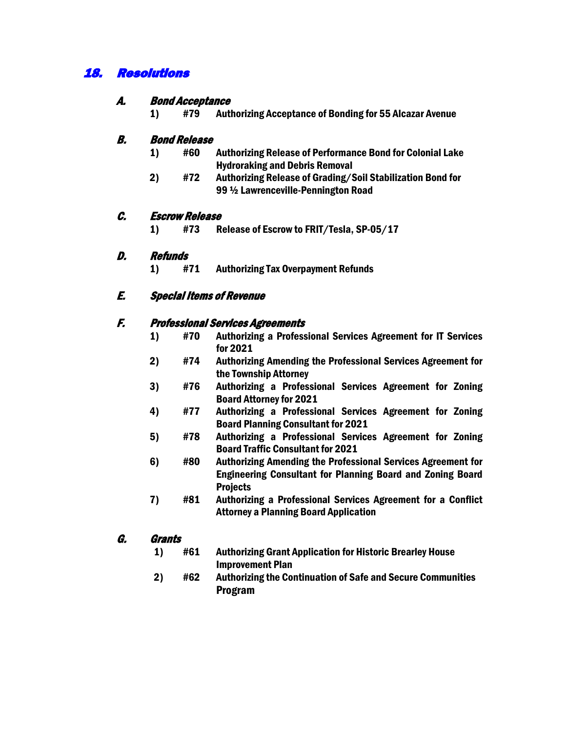## *18. Resolutions*

### *A. Bond Acceptance*

1) **#79 Authorizing Acceptance of Bonding for 55 Alcazar Avenue**

### *B. Bond Release*

1) **#60 Authorizing Release of Performance Bond for Colonial Lake Hydroraking and Debris Removal**
2) **#72 Authorizing Release of Grading/Soil Stabilization Bond for 99 ½ Lawrenceville-Pennington Road**

### *C. Escrow Release*

1) **#73 Release of Escrow to FRIT/Tesla, SP-05/17**

### *D. Refunds*

1) **#71 Authorizing Tax Overpayment Refunds**

### *E. Special Items of Revenue*

### *F. Professional Services Agreements*

1) **#70 Authorizing a Professional Services Agreement for IT Services for 2021**
2) **#74 Authorizing Amending the Professional Services Agreement for the Township Attorney**
3) **#76 Authorizing a Professional Services Agreement for Zoning Board Attorney for 2021**
4) **#77 Authorizing a Professional Services Agreement for Zoning Board Planning Consultant for 2021**
5) **#78 Authorizing a Professional Services Agreement for Zoning Board Traffic Consultant for 2021**
6) **#80 Authorizing Amending the Professional Services Agreement for Engineering Consultant for Planning Board and Zoning Board Projects**
7) **#81 Authorizing a Professional Services Agreement for a Conflict Attorney a Planning Board Application**

### *G. Grants*

1) **#61 Authorizing Grant Application for Historic Brearley House Improvement Plan**
2) **#62 Authorizing the Continuation of Safe and Secure Communities Program**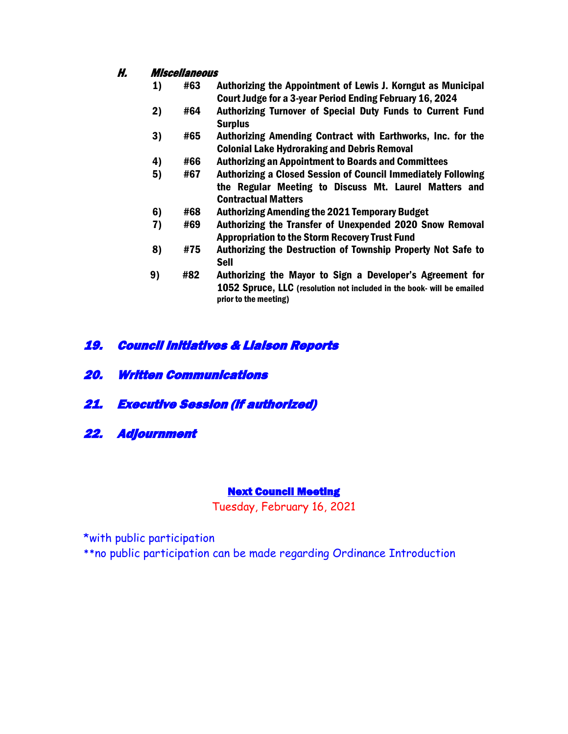### H. Miscellaneous

1) #63 **Authorizing the Appointment of Lewis J. Korngut as Municipal Court Judge for a 3-year Period Ending February 16, 2024**
2) #64 **Authorizing Turnover of Special Duty Funds to Current Fund Surplus**
3) #65 **Authorizing Amending Contract with Earthworks, Inc. for the Colonial Lake Hydroraking and Debris Removal**
4) #66 **Authorizing an Appointment to Boards and Committees**
5) #67 **Authorizing a Closed Session of Council Immediately Following the Regular Meeting to Discuss Mt. Laurel Matters and Contractual Matters**
6) #68 **Authorizing Amending the 2021 Temporary Budget**
7) #69 **Authorizing the Transfer of Unexpended 2020 Snow Removal Appropriation to the Storm Recovery Trust Fund**
8) #75 **Authorizing the Destruction of Township Property Not Safe to Sell**
9) #82 **Authorizing the Mayor to Sign a Developer's Agreement for 1052 Spruce, LLC** (resolution not included in the book- will be emailed prior to the meeting)

## 19. Council Initiatives & Liaison Reports

## 20. Written Communications

## 21. Executive Session (if authorized)

## 22. Adjournment

**Next Council Meeting**

Tuesday, February 16, 2021

*with public participation

**no public participation can be made regarding Ordinance Introduction